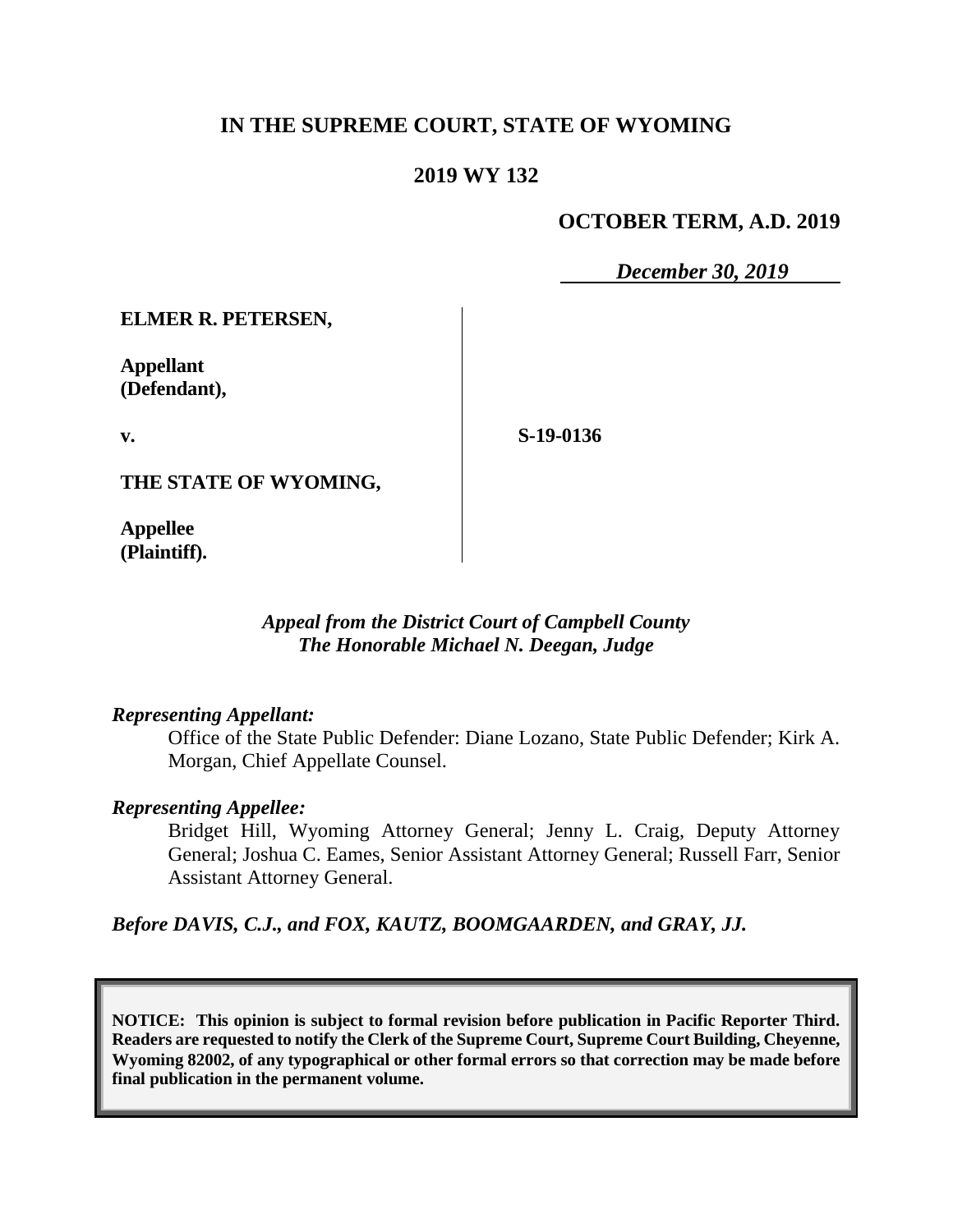# IN THE SUPREME COURT, STATE OF WYOMING

## 2019 WY 132

**OCTOBER TERM, A.D. 2019**

***December 30, 2019***

| | |
|---|---|
| **ELMER R. PETERSEN,**<br><br>**Appellant (Defendant),**<br><br>**v.**<br><br>**THE STATE OF WYOMING,**<br><br>**Appellee (Plaintiff).** | **S-19-0136** |

*Appeal from the District Court of Campbell County*
*The Honorable Michael N. Deegan, Judge*

*Representing Appellant:*

Office of the State Public Defender: Diane Lozano, State Public Defender; Kirk A. Morgan, Chief Appellate Counsel.

*Representing Appellee:*

Bridget Hill, Wyoming Attorney General; Jenny L. Craig, Deputy Attorney General; Joshua C. Eames, Senior Assistant Attorney General; Russell Farr, Senior Assistant Attorney General.

*Before DAVIS, C.J., and FOX, KAUTZ, BOOMGAARDEN, and GRAY, JJ.*

**NOTICE: This opinion is subject to formal revision before publication in Pacific Reporter Third. Readers are requested to notify the Clerk of the Supreme Court, Supreme Court Building, Cheyenne, Wyoming 82002, of any typographical or other formal errors so that correction may be made before final publication in the permanent volume.**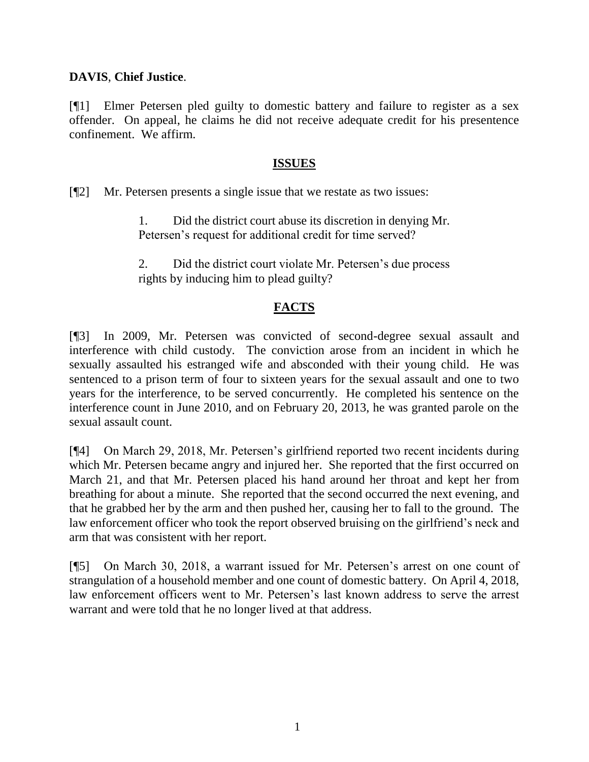**DAVIS**, **Chief Justice**.

[¶1] Elmer Petersen pled guilty to domestic battery and failure to register as a sex offender. On appeal, he claims he did not receive adequate credit for his presentence confinement. We affirm.

## ISSUES

[¶2] Mr. Petersen presents a single issue that we restate as two issues:

> 1. Did the district court abuse its discretion in denying Mr. Petersen's request for additional credit for time served?
>
> 2. Did the district court violate Mr. Petersen's due process rights by inducing him to plead guilty?

## FACTS

[¶3] In 2009, Mr. Petersen was convicted of second-degree sexual assault and interference with child custody. The conviction arose from an incident in which he sexually assaulted his estranged wife and absconded with their young child. He was sentenced to a prison term of four to sixteen years for the sexual assault and one to two years for the interference, to be served concurrently. He completed his sentence on the interference count in June 2010, and on February 20, 2013, he was granted parole on the sexual assault count.

[¶4] On March 29, 2018, Mr. Petersen's girlfriend reported two recent incidents during which Mr. Petersen became angry and injured her. She reported that the first occurred on March 21, and that Mr. Petersen placed his hand around her throat and kept her from breathing for about a minute. She reported that the second occurred the next evening, and that he grabbed her by the arm and then pushed her, causing her to fall to the ground. The law enforcement officer who took the report observed bruising on the girlfriend's neck and arm that was consistent with her report.

[¶5] On March 30, 2018, a warrant issued for Mr. Petersen's arrest on one count of strangulation of a household member and one count of domestic battery. On April 4, 2018, law enforcement officers went to Mr. Petersen's last known address to serve the arrest warrant and were told that he no longer lived at that address.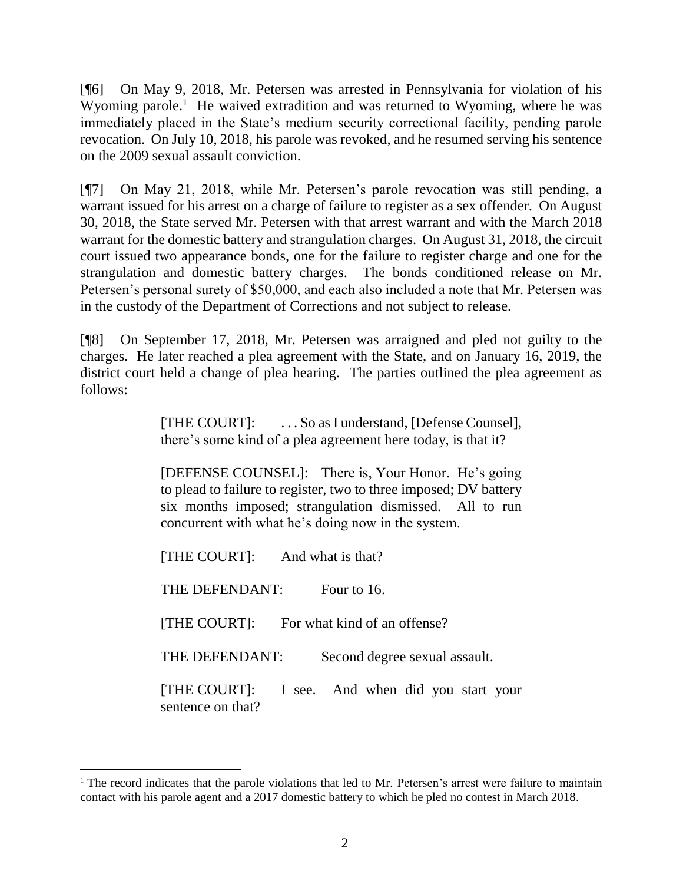[¶6] On May 9, 2018, Mr. Petersen was arrested in Pennsylvania for violation of his Wyoming parole.[1] He waived extradition and was returned to Wyoming, where he was immediately placed in the State's medium security correctional facility, pending parole revocation. On July 10, 2018, his parole was revoked, and he resumed serving his sentence on the 2009 sexual assault conviction.

[¶7] On May 21, 2018, while Mr. Petersen's parole revocation was still pending, a warrant issued for his arrest on a charge of failure to register as a sex offender. On August 30, 2018, the State served Mr. Petersen with that arrest warrant and with the March 2018 warrant for the domestic battery and strangulation charges. On August 31, 2018, the circuit court issued two appearance bonds, one for the failure to register charge and one for the strangulation and domestic battery charges. The bonds conditioned release on Mr. Petersen's personal surety of $50,000, and each also included a note that Mr. Petersen was in the custody of the Department of Corrections and not subject to release.

[¶8] On September 17, 2018, Mr. Petersen was arraigned and pled not guilty to the charges. He later reached a plea agreement with the State, and on January 16, 2019, the district court held a change of plea hearing. The parties outlined the plea agreement as follows:

> [THE COURT]: . . . So as I understand, [Defense Counsel], there's some kind of a plea agreement here today, is that it?
>
> [DEFENSE COUNSEL]: There is, Your Honor. He's going to plead to failure to register, two to three imposed; DV battery six months imposed; strangulation dismissed. All to run concurrent with what he's doing now in the system.
>
> [THE COURT]: And what is that?
>
> THE DEFENDANT: Four to 16.
>
> [THE COURT]: For what kind of an offense?
>
> THE DEFENDANT: Second degree sexual assault.
>
> [THE COURT]: I see. And when did you start your sentence on that?

[1] The record indicates that the parole violations that led to Mr. Petersen's arrest were failure to maintain contact with his parole agent and a 2017 domestic battery to which he pled no contest in March 2018.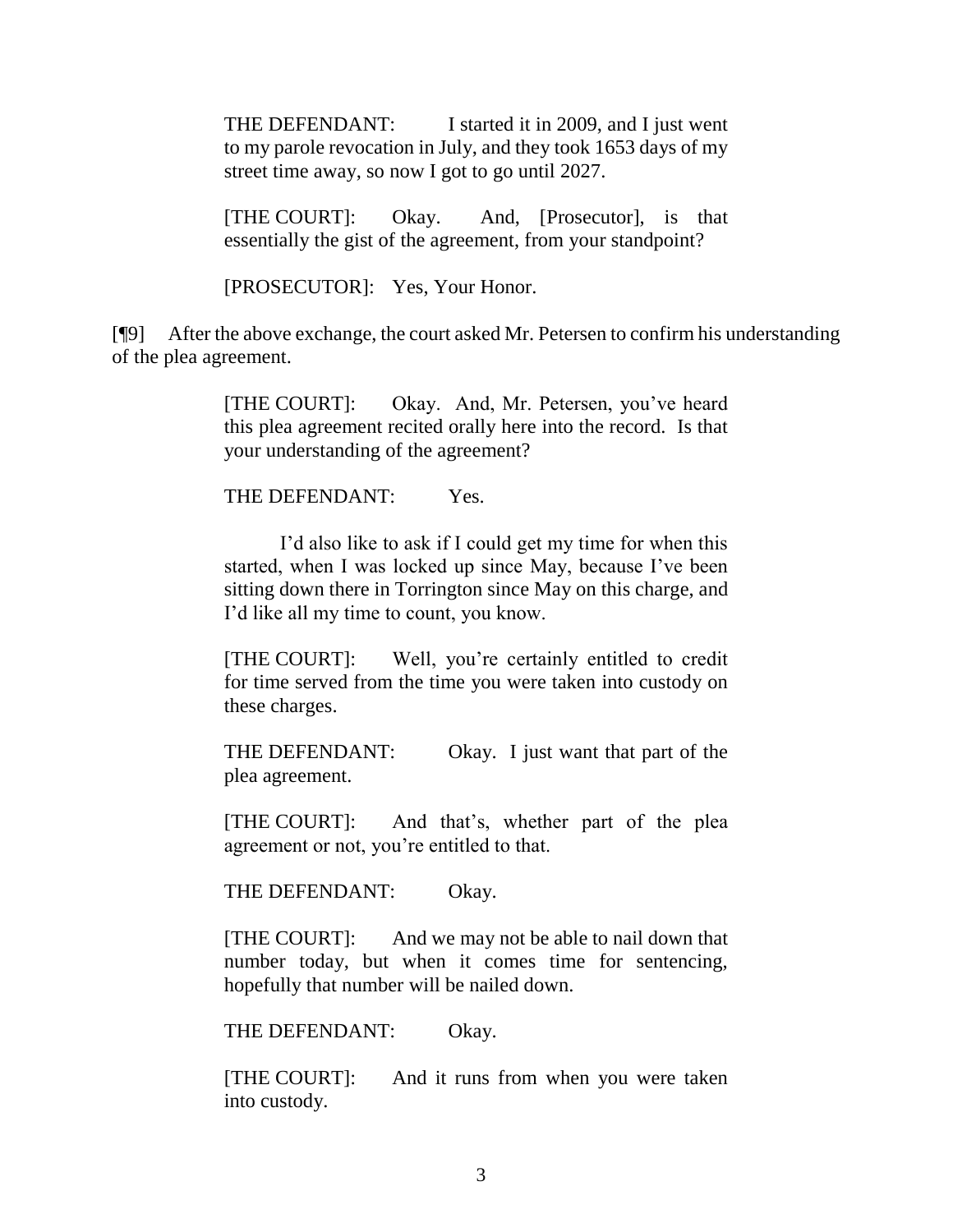> THE DEFENDANT: I started it in 2009, and I just went to my parole revocation in July, and they took 1653 days of my street time away, so now I got to go until 2027.
>
> [THE COURT]: Okay. And, [Prosecutor], is that essentially the gist of the agreement, from your standpoint?
>
> [PROSECUTOR]: Yes, Your Honor.

[¶9] After the above exchange, the court asked Mr. Petersen to confirm his understanding of the plea agreement.

> [THE COURT]: Okay. And, Mr. Petersen, you've heard this plea agreement recited orally here into the record. Is that your understanding of the agreement?
>
> THE DEFENDANT: Yes.
>
> I'd also like to ask if I could get my time for when this started, when I was locked up since May, because I've been sitting down there in Torrington since May on this charge, and I'd like all my time to count, you know.
>
> [THE COURT]: Well, you're certainly entitled to credit for time served from the time you were taken into custody on these charges.
>
> THE DEFENDANT: Okay. I just want that part of the plea agreement.
>
> [THE COURT]: And that's, whether part of the plea agreement or not, you're entitled to that.
>
> THE DEFENDANT: Okay.
>
> [THE COURT]: And we may not be able to nail down that number today, but when it comes time for sentencing, hopefully that number will be nailed down.
>
> THE DEFENDANT: Okay.
>
> [THE COURT]: And it runs from when you were taken into custody.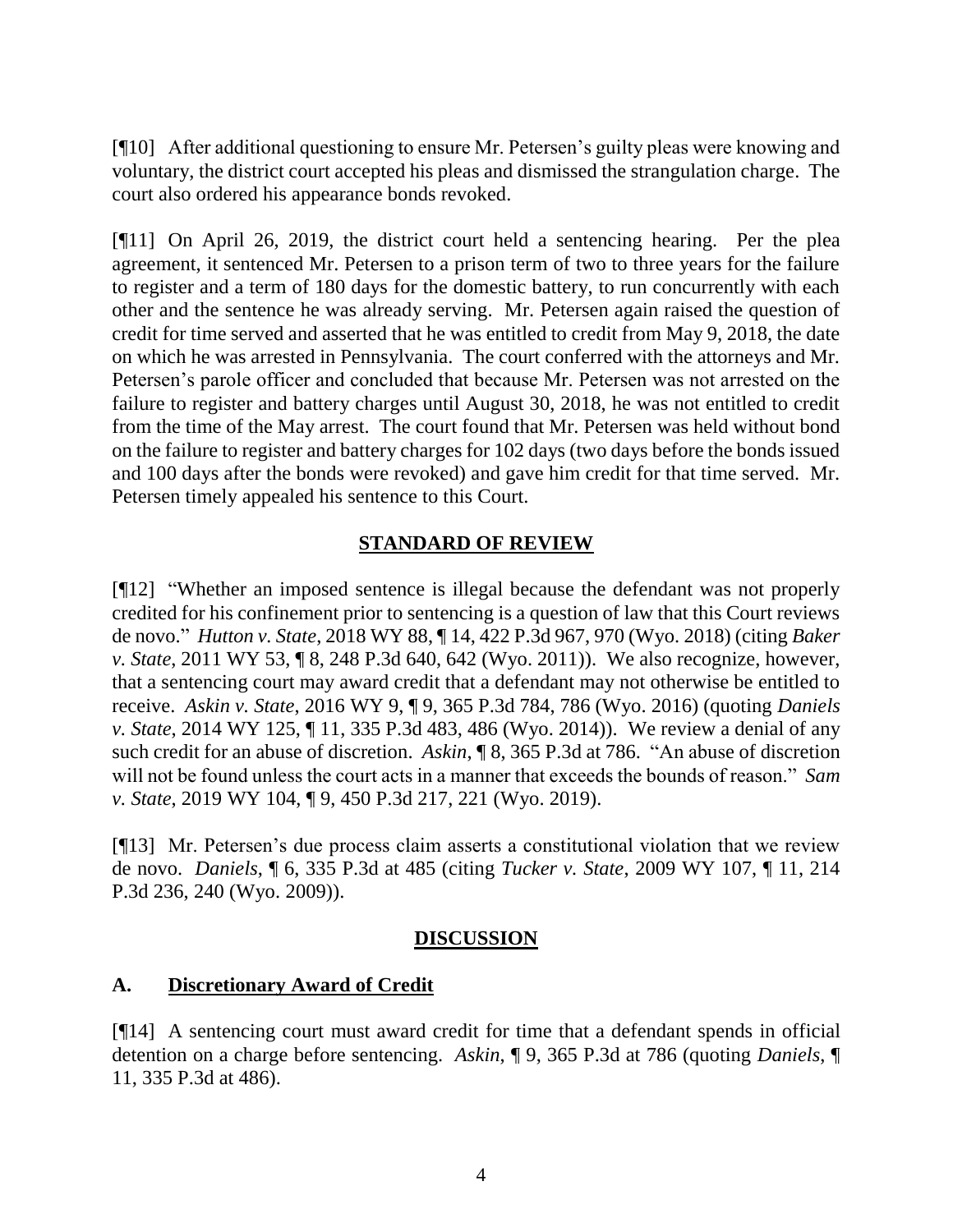[¶10] After additional questioning to ensure Mr. Petersen's guilty pleas were knowing and voluntary, the district court accepted his pleas and dismissed the strangulation charge. The court also ordered his appearance bonds revoked.

[¶11] On April 26, 2019, the district court held a sentencing hearing. Per the plea agreement, it sentenced Mr. Petersen to a prison term of two to three years for the failure to register and a term of 180 days for the domestic battery, to run concurrently with each other and the sentence he was already serving. Mr. Petersen again raised the question of credit for time served and asserted that he was entitled to credit from May 9, 2018, the date on which he was arrested in Pennsylvania. The court conferred with the attorneys and Mr. Petersen's parole officer and concluded that because Mr. Petersen was not arrested on the failure to register and battery charges until August 30, 2018, he was not entitled to credit from the time of the May arrest. The court found that Mr. Petersen was held without bond on the failure to register and battery charges for 102 days (two days before the bonds issued and 100 days after the bonds were revoked) and gave him credit for that time served. Mr. Petersen timely appealed his sentence to this Court.

## STANDARD OF REVIEW

[¶12] "Whether an imposed sentence is illegal because the defendant was not properly credited for his confinement prior to sentencing is a question of law that this Court reviews de novo." *Hutton v. State*, 2018 WY 88, ¶ 14, 422 P.3d 967, 970 (Wyo. 2018) (citing *Baker v. State*, 2011 WY 53, ¶ 8, 248 P.3d 640, 642 (Wyo. 2011)). We also recognize, however, that a sentencing court may award credit that a defendant may not otherwise be entitled to receive. *Askin v. State*, 2016 WY 9, ¶ 9, 365 P.3d 784, 786 (Wyo. 2016) (quoting *Daniels v. State*, 2014 WY 125, ¶ 11, 335 P.3d 483, 486 (Wyo. 2014)). We review a denial of any such credit for an abuse of discretion. *Askin*, ¶ 8, 365 P.3d at 786. "An abuse of discretion will not be found unless the court acts in a manner that exceeds the bounds of reason." *Sam v. State*, 2019 WY 104, ¶ 9, 450 P.3d 217, 221 (Wyo. 2019).

[¶13] Mr. Petersen's due process claim asserts a constitutional violation that we review de novo. *Daniels*, ¶ 6, 335 P.3d at 485 (citing *Tucker v. State*, 2009 WY 107, ¶ 11, 214 P.3d 236, 240 (Wyo. 2009)).

## DISCUSSION

### A. Discretionary Award of Credit

[¶14] A sentencing court must award credit for time that a defendant spends in official detention on a charge before sentencing. *Askin*, ¶ 9, 365 P.3d at 786 (quoting *Daniels*, ¶ 11, 335 P.3d at 486).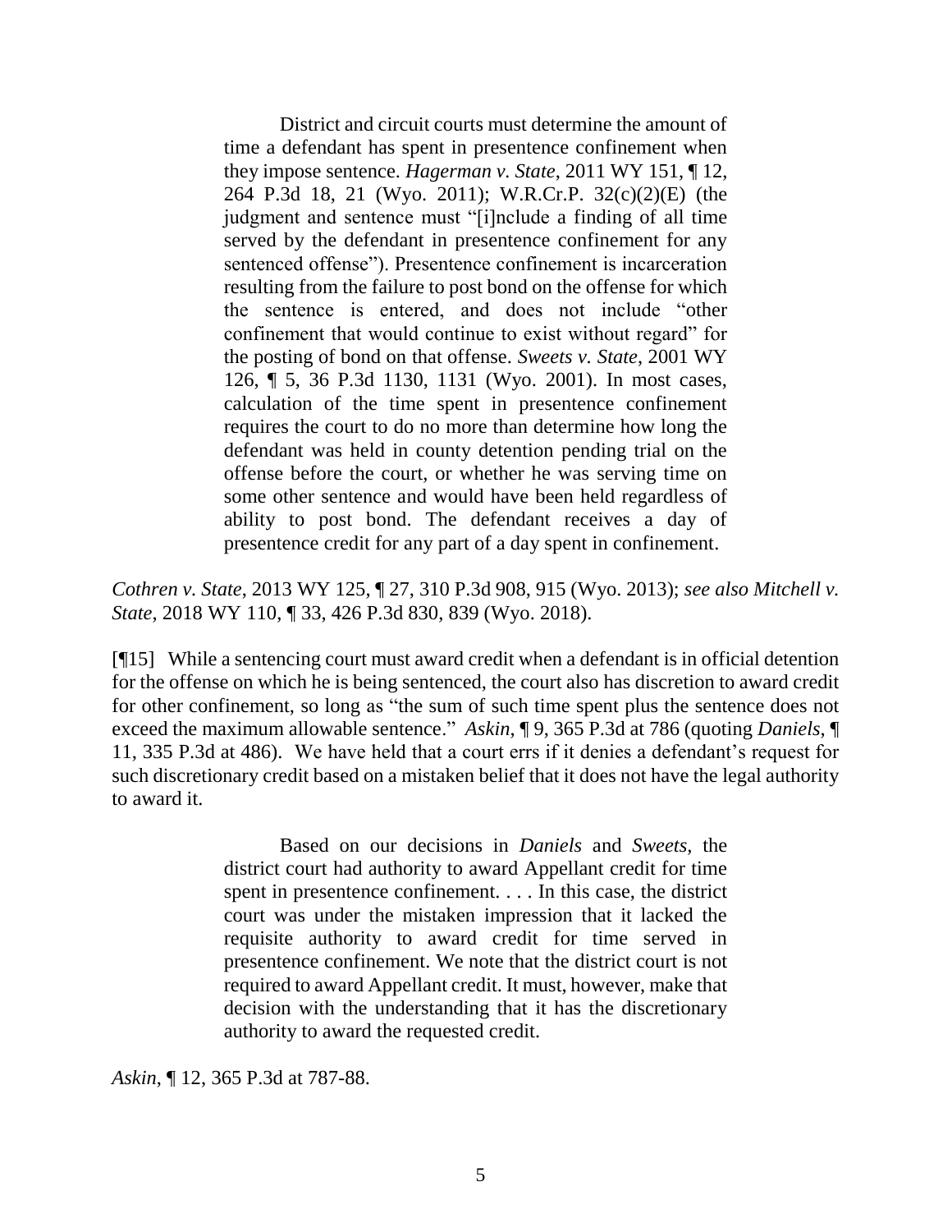> District and circuit courts must determine the amount of time a defendant has spent in presentence confinement when they impose sentence. *Hagerman v. State*, 2011 WY 151, ¶ 12, 264 P.3d 18, 21 (Wyo. 2011); W.R.Cr.P. 32(c)(2)(E) (the judgment and sentence must "[i]nclude a finding of all time served by the defendant in presentence confinement for any sentenced offense"). Presentence confinement is incarceration resulting from the failure to post bond on the offense for which the sentence is entered, and does not include "other confinement that would continue to exist without regard" for the posting of bond on that offense. *Sweets v. State*, 2001 WY 126, ¶ 5, 36 P.3d 1130, 1131 (Wyo. 2001). In most cases, calculation of the time spent in presentence confinement requires the court to do no more than determine how long the defendant was held in county detention pending trial on the offense before the court, or whether he was serving time on some other sentence and would have been held regardless of ability to post bond. The defendant receives a day of presentence credit for any part of a day spent in confinement.

*Cothren v. State*, 2013 WY 125, ¶ 27, 310 P.3d 908, 915 (Wyo. 2013); *see also Mitchell v. State*, 2018 WY 110, ¶ 33, 426 P.3d 830, 839 (Wyo. 2018).

[¶15] While a sentencing court must award credit when a defendant is in official detention for the offense on which he is being sentenced, the court also has discretion to award credit for other confinement, so long as "the sum of such time spent plus the sentence does not exceed the maximum allowable sentence." *Askin*, ¶ 9, 365 P.3d at 786 (quoting *Daniels*, ¶ 11, 335 P.3d at 486). We have held that a court errs if it denies a defendant's request for such discretionary credit based on a mistaken belief that it does not have the legal authority to award it.

> Based on our decisions in *Daniels* and *Sweets*, the district court had authority to award Appellant credit for time spent in presentence confinement. . . . In this case, the district court was under the mistaken impression that it lacked the requisite authority to award credit for time served in presentence confinement. We note that the district court is not required to award Appellant credit. It must, however, make that decision with the understanding that it has the discretionary authority to award the requested credit.

*Askin*, ¶ 12, 365 P.3d at 787-88.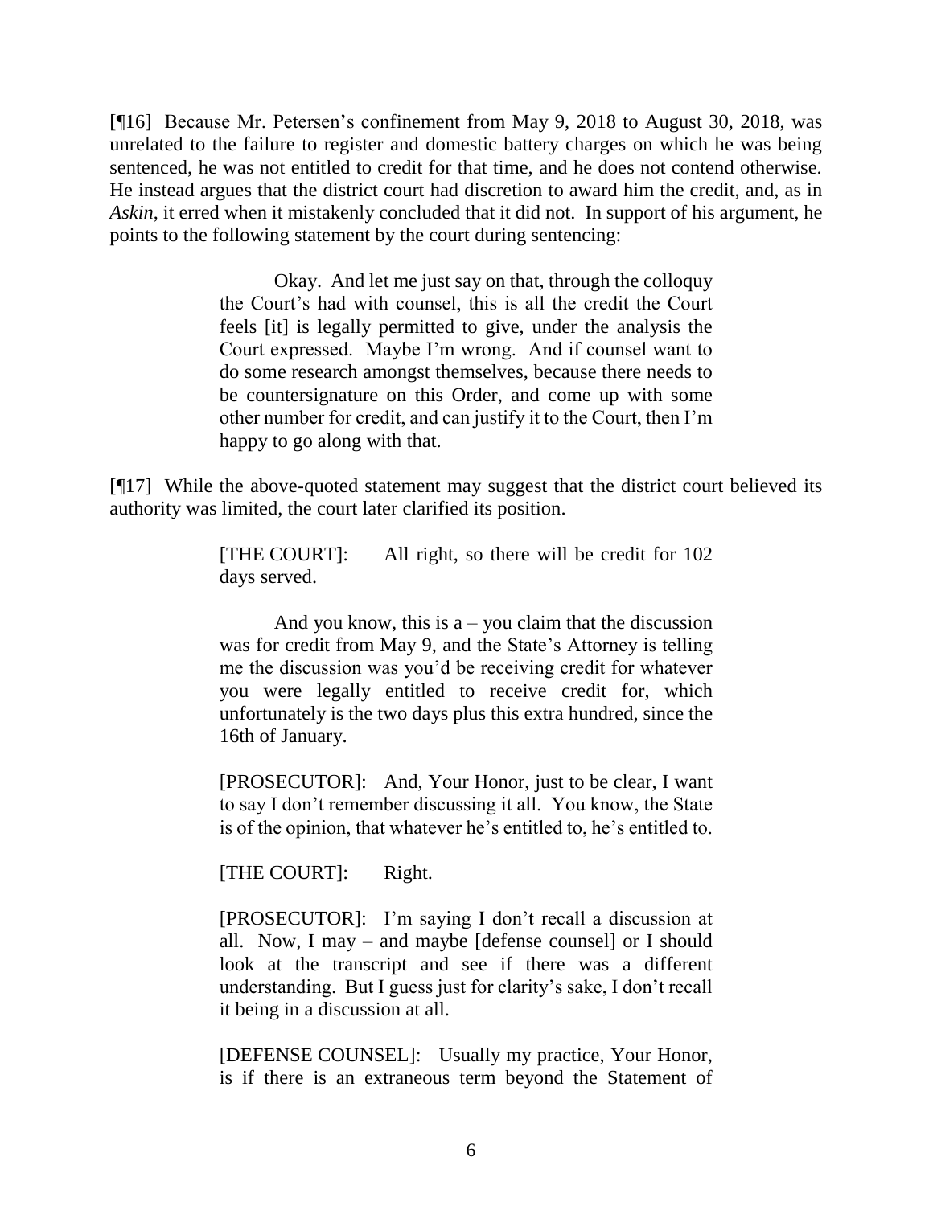[¶16] Because Mr. Petersen's confinement from May 9, 2018 to August 30, 2018, was unrelated to the failure to register and domestic battery charges on which he was being sentenced, he was not entitled to credit for that time, and he does not contend otherwise. He instead argues that the district court had discretion to award him the credit, and, as in *Askin*, it erred when it mistakenly concluded that it did not. In support of his argument, he points to the following statement by the court during sentencing:

> Okay. And let me just say on that, through the colloquy the Court's had with counsel, this is all the credit the Court feels [it] is legally permitted to give, under the analysis the Court expressed. Maybe I'm wrong. And if counsel want to do some research amongst themselves, because there needs to be countersignature on this Order, and come up with some other number for credit, and can justify it to the Court, then I'm happy to go along with that.

[¶17] While the above-quoted statement may suggest that the district court believed its authority was limited, the court later clarified its position.

> [THE COURT]: All right, so there will be credit for 102 days served.
>
> And you know, this is a – you claim that the discussion was for credit from May 9, and the State's Attorney is telling me the discussion was you'd be receiving credit for whatever you were legally entitled to receive credit for, which unfortunately is the two days plus this extra hundred, since the 16th of January.
>
> [PROSECUTOR]: And, Your Honor, just to be clear, I want to say I don't remember discussing it all. You know, the State is of the opinion, that whatever he's entitled to, he's entitled to.
>
> [THE COURT]: Right.
>
> [PROSECUTOR]: I'm saying I don't recall a discussion at all. Now, I may – and maybe [defense counsel] or I should look at the transcript and see if there was a different understanding. But I guess just for clarity's sake, I don't recall it being in a discussion at all.
>
> [DEFENSE COUNSEL]: Usually my practice, Your Honor, is if there is an extraneous term beyond the Statement of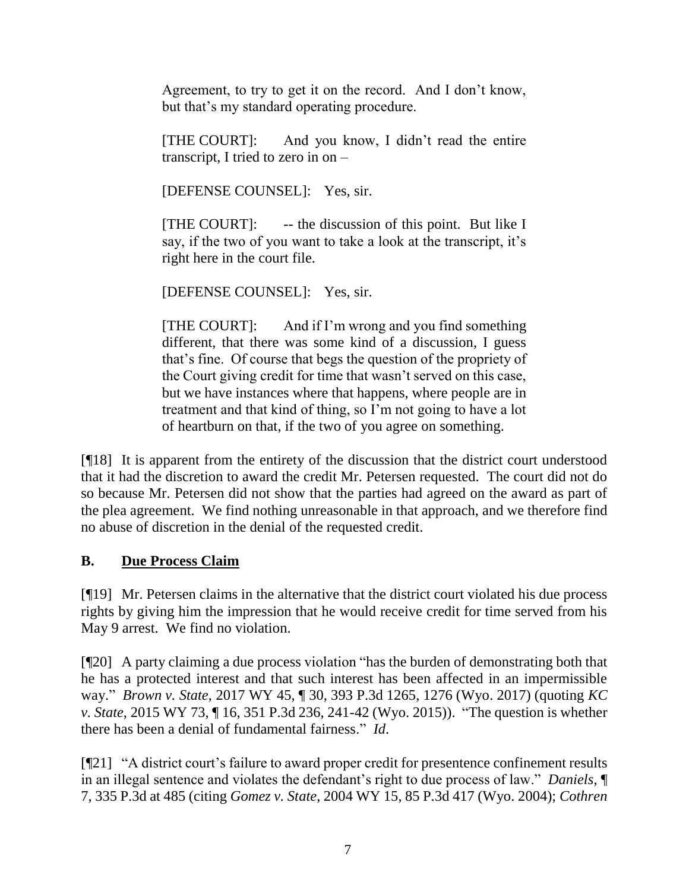> Agreement, to try to get it on the record. And I don't know, but that's my standard operating procedure.
>
> [THE COURT]: And you know, I didn't read the entire transcript, I tried to zero in on –
>
> [DEFENSE COUNSEL]: Yes, sir.
>
> [THE COURT]: -- the discussion of this point. But like I say, if the two of you want to take a look at the transcript, it's right here in the court file.
>
> [DEFENSE COUNSEL]: Yes, sir.
>
> [THE COURT]: And if I'm wrong and you find something different, that there was some kind of a discussion, I guess that's fine. Of course that begs the question of the propriety of the Court giving credit for time that wasn't served on this case, but we have instances where that happens, where people are in treatment and that kind of thing, so I'm not going to have a lot of heartburn on that, if the two of you agree on something.

[¶18] It is apparent from the entirety of the discussion that the district court understood that it had the discretion to award the credit Mr. Petersen requested. The court did not do so because Mr. Petersen did not show that the parties had agreed on the award as part of the plea agreement. We find nothing unreasonable in that approach, and we therefore find no abuse of discretion in the denial of the requested credit.

## B. Due Process Claim

[¶19] Mr. Petersen claims in the alternative that the district court violated his due process rights by giving him the impression that he would receive credit for time served from his May 9 arrest. We find no violation.

[¶20] A party claiming a due process violation "has the burden of demonstrating both that he has a protected interest and that such interest has been affected in an impermissible way." *Brown v. State*, 2017 WY 45, ¶ 30, 393 P.3d 1265, 1276 (Wyo. 2017) (quoting *KC v. State*, 2015 WY 73, ¶ 16, 351 P.3d 236, 241-42 (Wyo. 2015)). "The question is whether there has been a denial of fundamental fairness." *Id*.

[¶21] "A district court's failure to award proper credit for presentence confinement results in an illegal sentence and violates the defendant's right to due process of law." *Daniels*, ¶ 7, 335 P.3d at 485 (citing *Gomez v. State*, 2004 WY 15, 85 P.3d 417 (Wyo. 2004); *Cothren*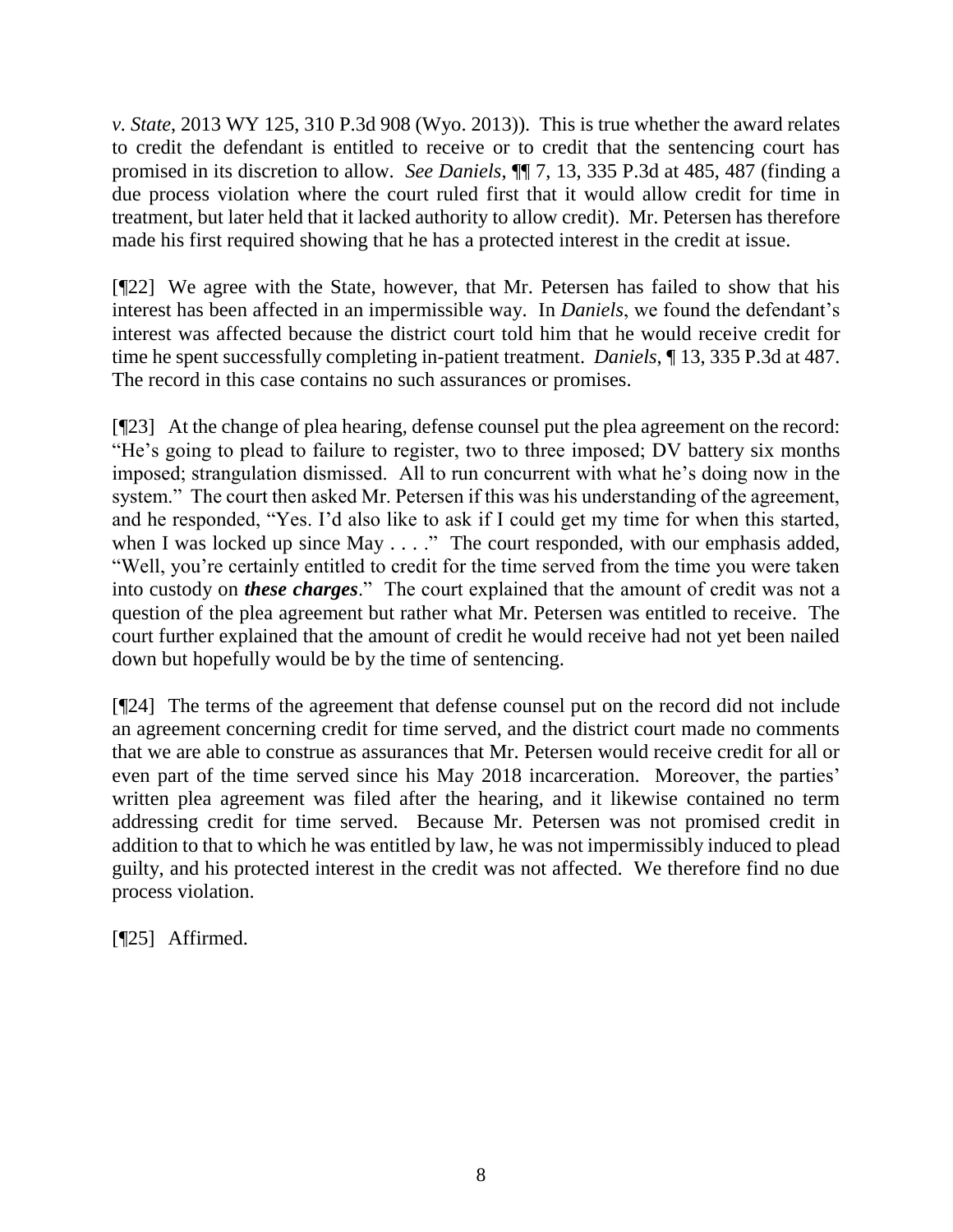*v. State*, 2013 WY 125, 310 P.3d 908 (Wyo. 2013)). This is true whether the award relates to credit the defendant is entitled to receive or to credit that the sentencing court has promised in its discretion to allow. *See Daniels*, ¶¶ 7, 13, 335 P.3d at 485, 487 (finding a due process violation where the court ruled first that it would allow credit for time in treatment, but later held that it lacked authority to allow credit). Mr. Petersen has therefore made his first required showing that he has a protected interest in the credit at issue.

[¶22] We agree with the State, however, that Mr. Petersen has failed to show that his interest has been affected in an impermissible way. In *Daniels*, we found the defendant's interest was affected because the district court told him that he would receive credit for time he spent successfully completing in-patient treatment. *Daniels*, ¶ 13, 335 P.3d at 487. The record in this case contains no such assurances or promises.

[¶23] At the change of plea hearing, defense counsel put the plea agreement on the record: "He's going to plead to failure to register, two to three imposed; DV battery six months imposed; strangulation dismissed. All to run concurrent with what he's doing now in the system." The court then asked Mr. Petersen if this was his understanding of the agreement, and he responded, "Yes. I'd also like to ask if I could get my time for when this started, when I was locked up since May . . . ." The court responded, with our emphasis added, "Well, you're certainly entitled to credit for the time served from the time you were taken into custody on ***these charges***." The court explained that the amount of credit was not a question of the plea agreement but rather what Mr. Petersen was entitled to receive. The court further explained that the amount of credit he would receive had not yet been nailed down but hopefully would be by the time of sentencing.

[¶24] The terms of the agreement that defense counsel put on the record did not include an agreement concerning credit for time served, and the district court made no comments that we are able to construe as assurances that Mr. Petersen would receive credit for all or even part of the time served since his May 2018 incarceration. Moreover, the parties' written plea agreement was filed after the hearing, and it likewise contained no term addressing credit for time served. Because Mr. Petersen was not promised credit in addition to that to which he was entitled by law, he was not impermissibly induced to plead guilty, and his protected interest in the credit was not affected. We therefore find no due process violation.

[¶25] Affirmed.